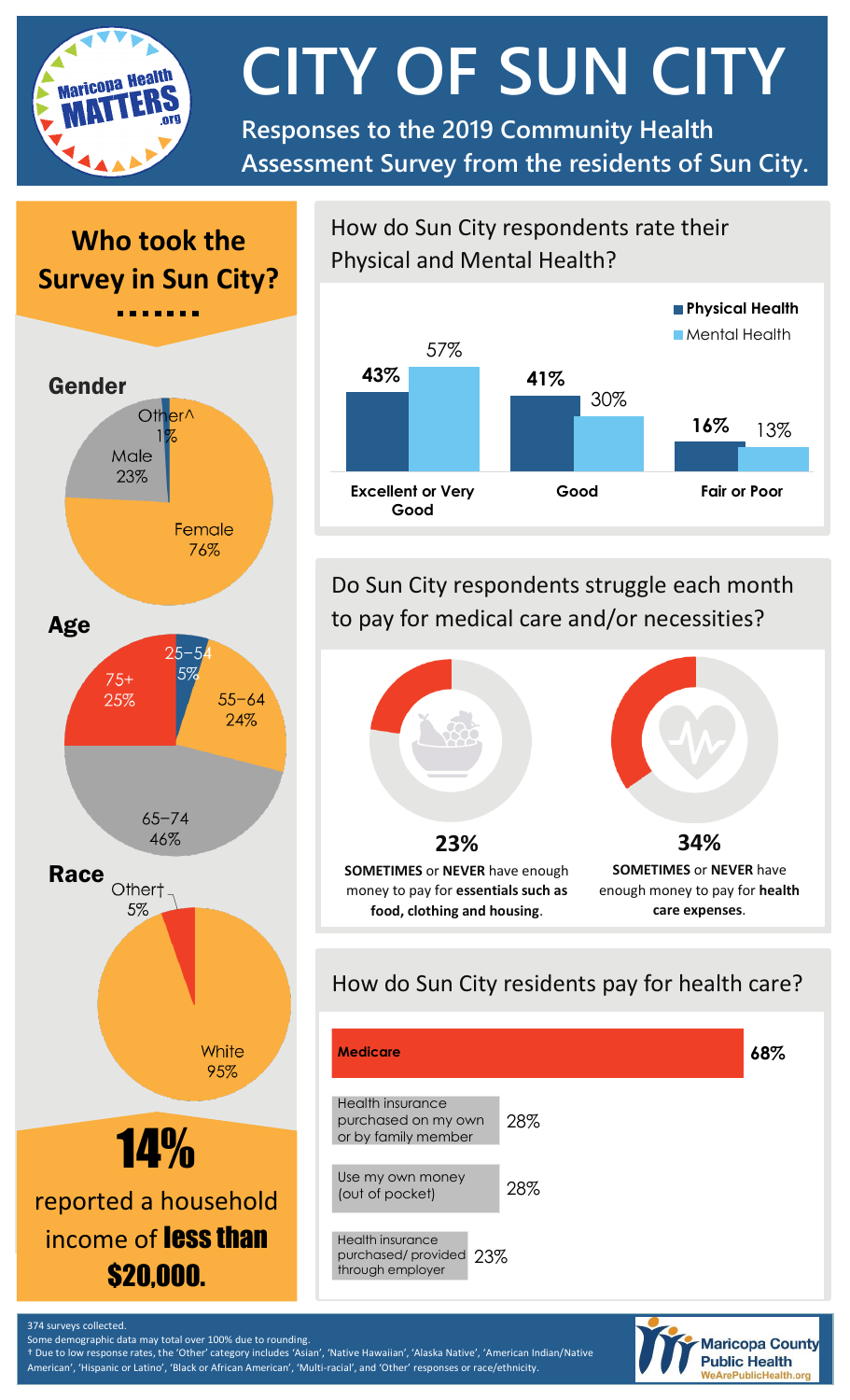# CITY OF SUN CITY

**Responses to the 2019 Community Health Assessment Survey from the residents of Sun City.**

## Who took the Survey in Sun City?

### Gender

Female 76%
Male 23%
Other^ 1%

### Age

25–54 5%
55–64 24%
65–74 46%
75+ 25%

### Race

White 95%
Other† 5%

# 14%

reported a household income of **less than $20,000.**

## How do Sun City respondents rate their Physical and Mental Health?

Physical Health
Mental Health

Excellent or Very Good: **43%** 57%
Good: **41%** 30%
Fair or Poor: **16%** 13%

## Do Sun City respondents struggle each month to pay for medical care and/or necessities?

**23%**
**SOMETIMES** or **NEVER** have enough money to pay for **essentials such as food, clothing and housing**.

**34%**
**SOMETIMES** or **NEVER** have enough money to pay for **health care expenses**.

## How do Sun City residents pay for health care?

Medicare 68%
Health insurance purchased on my own or by family member 28%
Use my own money (out of pocket) 28%
Health insurance purchased/ provided through employer 23%

374 surveys collected.
Some demographic data may total over 100% due to rounding.
† Due to low response rates, the 'Other' category includes 'Asian', 'Native Hawaiian', 'Alaska Native', 'American Indian/Native American', 'Hispanic or Latino', 'Black or African American', 'Multi-racial', and 'Other' responses or race/ethnicity.

Maricopa County Public Health
WeArePublicHealth.org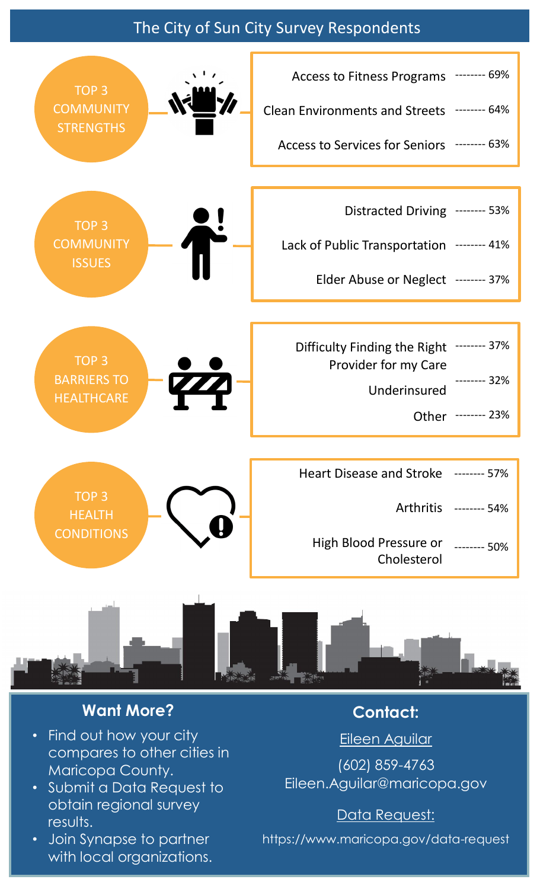# The City of Sun City Survey Respondents

## TOP 3 COMMUNITY STRENGTHS

- Access to Fitness Programs -------- 69%
- Clean Environments and Streets -------- 64%
- Access to Services for Seniors -------- 63%

## TOP 3 COMMUNITY ISSUES

- Distracted Driving -------- 53%
- Lack of Public Transportation -------- 41%
- Elder Abuse or Neglect -------- 37%

## TOP 3 BARRIERS TO HEALTHCARE

- Difficulty Finding the Right Provider for my Care -------- 37%
- Underinsured -------- 32%
- Other -------- 23%

## TOP 3 HEALTH CONDITIONS

- Heart Disease and Stroke -------- 57%
- Arthritis -------- 54%
- High Blood Pressure or Cholesterol -------- 50%

### Want More?

- Find out how your city compares to other cities in Maricopa County.
- Submit a Data Request to obtain regional survey results.
- Join Synapse to partner with local organizations.

### Contact:

Eileen Aguilar

(602) 859-4763
Eileen.Aguilar@maricopa.gov

Data Request:

https://www.maricopa.gov/data-request